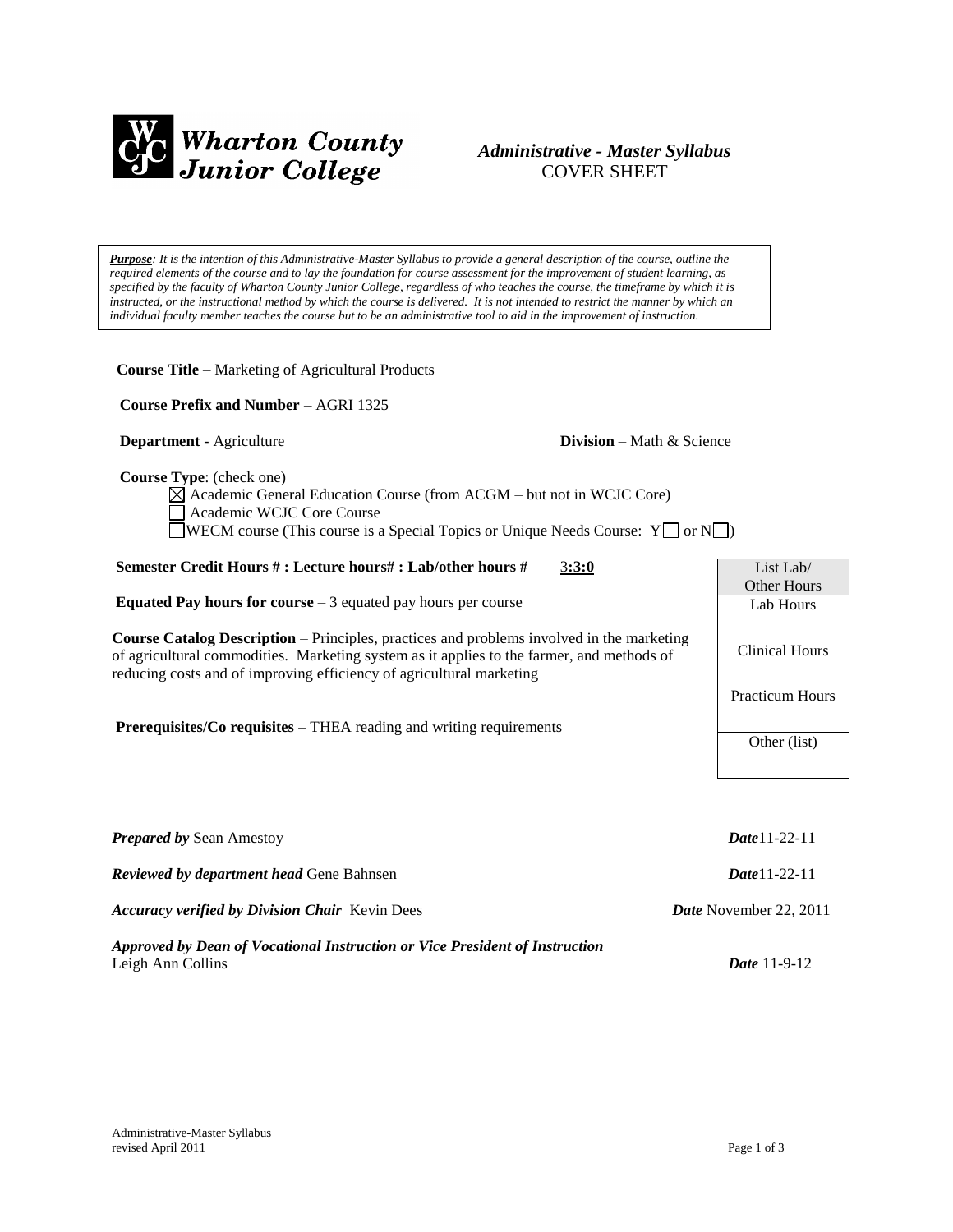**Wharton County Junior College**

# *Administrative - Master Syllabus*
## COVER SHEET

> ***Purpose**: It is the intention of this Administrative-Master Syllabus to provide a general description of the course, outline the required elements of the course and to lay the foundation for course assessment for the improvement of student learning, as specified by the faculty of Wharton County Junior College, regardless of who teaches the course, the timeframe by which it is instructed, or the instructional method by which the course is delivered. It is not intended to restrict the manner by which an individual faculty member teaches the course but to be an administrative tool to aid in the improvement of instruction.*

**Course Title** – Marketing of Agricultural Products

**Course Prefix and Number** – AGRI 1325

**Department** - Agriculture **Division** – Math & Science

**Course Type**: (check one)

- ☒ Academic General Education Course (from ACGM – but not in WCJC Core)
- ☐ Academic WCJC Core Course
- ☐ WECM course (This course is a Special Topics or Unique Needs Course: Y ☐ or N ☐)

**Semester Credit Hours # : Lecture hours# : Lab/other hours #** 3**:3:0**

**Equated Pay hours for course** – 3 equated pay hours per course

**Course Catalog Description** – Principles, practices and problems involved in the marketing of agricultural commodities. Marketing system as it applies to the farmer, and methods of reducing costs and of improving efficiency of agricultural marketing

**Prerequisites/Co requisites** – THEA reading and writing requirements

| List Lab/ Other Hours |
|---|
| Lab Hours |
| Clinical Hours |
| Practicum Hours |
| Other (list) |

***Prepared by*** Sean Amestoy ***Date*** 11-22-11

***Reviewed by department head*** Gene Bahnsen ***Date*** 11-22-11

***Accuracy verified by Division Chair*** Kevin Dees ***Date*** November 22, 2011

***Approved by Dean of Vocational Instruction or Vice President of Instruction***
Leigh Ann Collins ***Date*** 11-9-12

Administrative-Master Syllabus
revised April 2011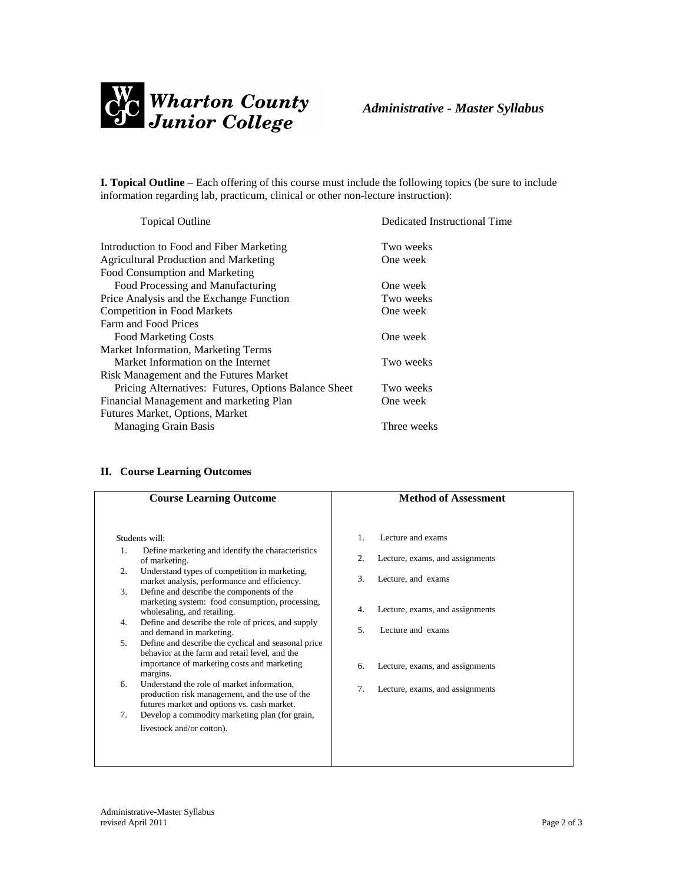**Wharton County Junior College** *Administrative - Master Syllabus*

**I. Topical Outline** – Each offering of this course must include the following topics (be sure to include information regarding lab, practicum, clinical or other non-lecture instruction):

| Topical Outline | Dedicated Instructional Time |
|---|---|
| Introduction to Food and Fiber Marketing | Two weeks |
| Agricultural Production and Marketing | One week |
| Food Consumption and Marketing | |
| Food Processing and Manufacturing | One week |
| Price Analysis and the Exchange Function | Two weeks |
| Competition in Food Markets | One week |
| Farm and Food Prices | |
| Food Marketing Costs | One week |
| Market Information, Marketing Terms | |
| Market Information on the Internet | Two weeks |
| Risk Management and the Futures Market | |
| Pricing Alternatives: Futures, Options Balance Sheet | Two weeks |
| Financial Management and marketing Plan | One week |
| Futures Market, Options, Market | |
| Managing Grain Basis | Three weeks |

## II. Course Learning Outcomes

| Course Learning Outcome | Method of Assessment |
|---|---|
| Students will: | |
| 1. Define marketing and identify the characteristics of marketing. | 1. Lecture and exams |
| 2. Understand types of competition in marketing, market analysis, performance and efficiency. | 2. Lecture, exams, and assignments |
| 3. Define and describe the components of the marketing system: food consumption, processing, wholesaling, and retailing. | 3. Lecture, and exams |
| 4. Define and describe the role of prices, and supply and demand in marketing. | 4. Lecture, exams, and assignments |
| 5. Define and describe the cyclical and seasonal price behavior at the farm and retail level, and the importance of marketing costs and marketing margins. | 5. Lecture and exams |
| 6. Understand the role of market information, production risk management, and the use of the futures market and options vs. cash market. | 6. Lecture, exams, and assignments |
| 7. Develop a commodity marketing plan (for grain, livestock and/or cotton). | 7. Lecture, exams, and assignments |

Administrative-Master Syllabus
revised April 2011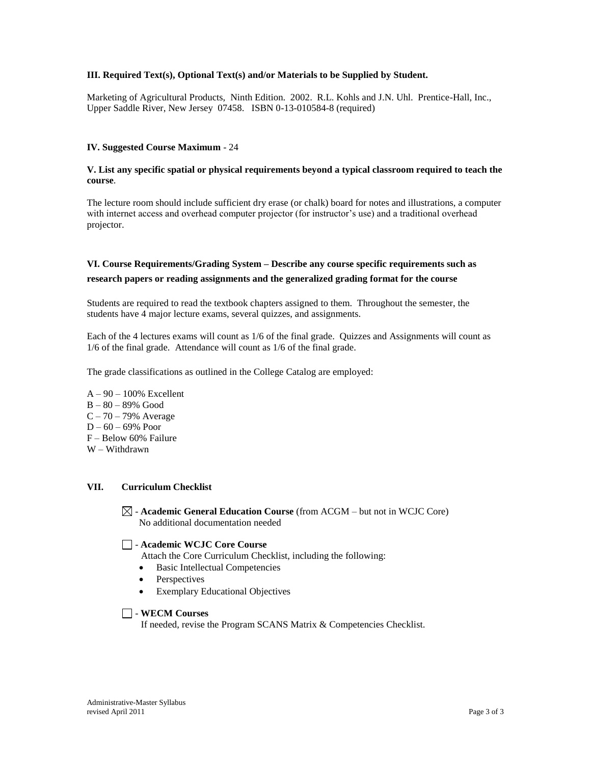### III. Required Text(s), Optional Text(s) and/or Materials to be Supplied by Student.

Marketing of Agricultural Products, Ninth Edition. 2002. R.L. Kohls and J.N. Uhl. Prentice-Hall, Inc., Upper Saddle River, New Jersey 07458. ISBN 0-13-010584-8 (required)

### IV. Suggested Course Maximum - 24

### V. List any specific spatial or physical requirements beyond a typical classroom required to teach the course.

The lecture room should include sufficient dry erase (or chalk) board for notes and illustrations, a computer with internet access and overhead computer projector (for instructor's use) and a traditional overhead projector.

### VI. Course Requirements/Grading System – Describe any course specific requirements such as research papers or reading assignments and the generalized grading format for the course

Students are required to read the textbook chapters assigned to them. Throughout the semester, the students have 4 major lecture exams, several quizzes, and assignments.

Each of the 4 lectures exams will count as 1/6 of the final grade. Quizzes and Assignments will count as 1/6 of the final grade. Attendance will count as 1/6 of the final grade.

The grade classifications as outlined in the College Catalog are employed:

A – 90 – 100% Excellent
B – 80 – 89% Good
C – 70 – 79% Average
D – 60 – 69% Poor
F – Below 60% Failure
W – Withdrawn

### VII. Curriculum Checklist

☒ - **Academic General Education Course** (from ACGM – but not in WCJC Core)
No additional documentation needed

☐ - **Academic WCJC Core Course**
Attach the Core Curriculum Checklist, including the following:

- Basic Intellectual Competencies
- Perspectives
- Exemplary Educational Objectives

☐ - **WECM Courses**
If needed, revise the Program SCANS Matrix & Competencies Checklist.